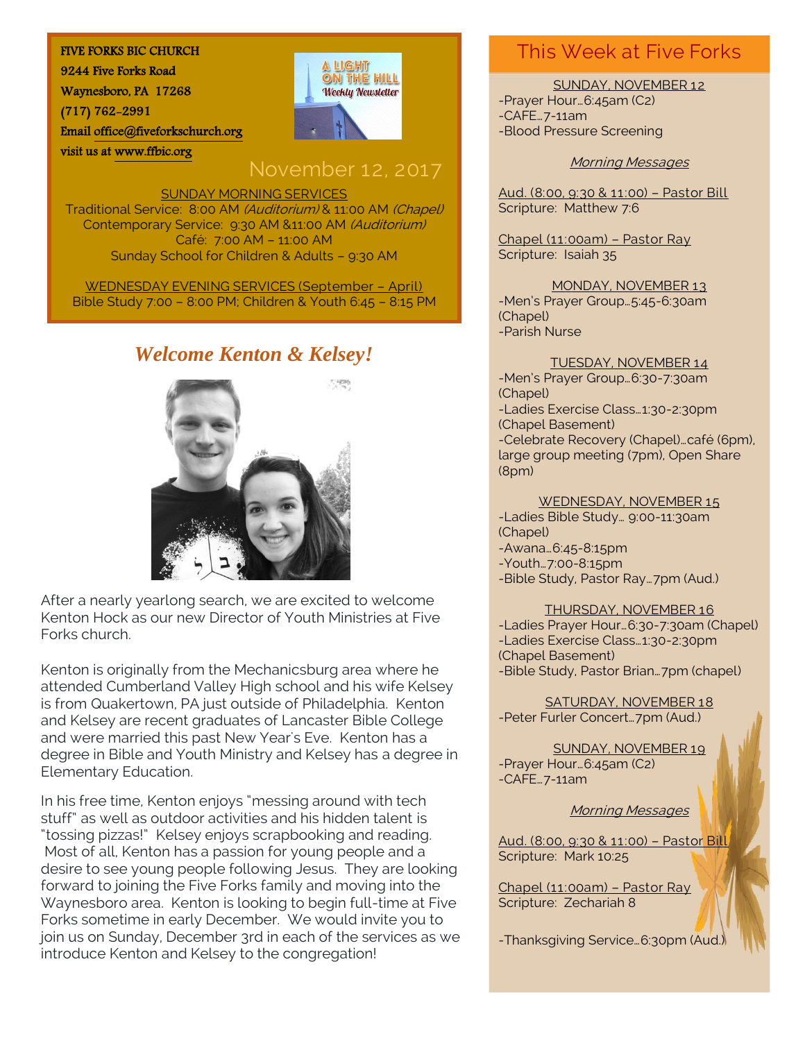FIVE FORKS BIC CHURCH
9244 Five Forks Road
Waynesboro, PA 17268
(717) 762-2991
Email office@fiveforkschurch.org
visit us at www.ffbic.org

A LIGHT ON THE HILL
Weekly Newsletter

November 12, 2017

SUNDAY MORNING SERVICES
Traditional Service: 8:00 AM *(Auditorium)* & 11:00 AM *(Chapel)*
Contemporary Service: 9:30 AM &11:00 AM *(Auditorium)*
Café: 7:00 AM – 11:00 AM
Sunday School for Children & Adults – 9:30 AM

WEDNESDAY EVENING SERVICES (September – April)
Bible Study 7:00 – 8:00 PM; Children & Youth 6:45 – 8:15 PM

## *Welcome Kenton & Kelsey!*

After a nearly yearlong search, we are excited to welcome Kenton Hock as our new Director of Youth Ministries at Five Forks church.

Kenton is originally from the Mechanicsburg area where he attended Cumberland Valley High school and his wife Kelsey is from Quakertown, PA just outside of Philadelphia. Kenton and Kelsey are recent graduates of Lancaster Bible College and were married this past New Year's Eve. Kenton has a degree in Bible and Youth Ministry and Kelsey has a degree in Elementary Education.

In his free time, Kenton enjoys "messing around with tech stuff" as well as outdoor activities and his hidden talent is "tossing pizzas!" Kelsey enjoys scrapbooking and reading. Most of all, Kenton has a passion for young people and a desire to see young people following Jesus. They are looking forward to joining the Five Forks family and moving into the Waynesboro area. Kenton is looking to begin full-time at Five Forks sometime in early December. We would invite you to join us on Sunday, December 3rd in each of the services as we introduce Kenton and Kelsey to the congregation!

## This Week at Five Forks

SUNDAY, NOVEMBER 12
-Prayer Hour…6:45am (C2)
-CAFE…7-11am
-Blood Pressure Screening

*Morning Messages*

Aud. (8:00, 9:30 & 11:00) – Pastor Bill
Scripture: Matthew 7:6

Chapel (11:00am) – Pastor Ray
Scripture: Isaiah 35

MONDAY, NOVEMBER 13
-Men's Prayer Group…5:45-6:30am (Chapel)
-Parish Nurse

TUESDAY, NOVEMBER 14
-Men's Prayer Group…6:30-7:30am (Chapel)
-Ladies Exercise Class…1:30-2:30pm (Chapel Basement)
-Celebrate Recovery (Chapel)…café (6pm), large group meeting (7pm), Open Share (8pm)

WEDNESDAY, NOVEMBER 15
-Ladies Bible Study… 9:00-11:30am (Chapel)
-Awana…6:45-8:15pm
-Youth…7:00-8:15pm
-Bible Study, Pastor Ray…7pm (Aud.)

THURSDAY, NOVEMBER 16
-Ladies Prayer Hour…6:30-7:30am (Chapel)
-Ladies Exercise Class…1:30-2:30pm (Chapel Basement)
-Bible Study, Pastor Brian…7pm (chapel)

SATURDAY, NOVEMBER 18
-Peter Furler Concert…7pm (Aud.)

SUNDAY, NOVEMBER 19
-Prayer Hour…6:45am (C2)
-CAFE…7-11am

*Morning Messages*

Aud. (8:00, 9:30 & 11:00) – Pastor Bill
Scripture: Mark 10:25

Chapel (11:00am) – Pastor Ray
Scripture: Zechariah 8

-Thanksgiving Service…6:30pm (Aud.)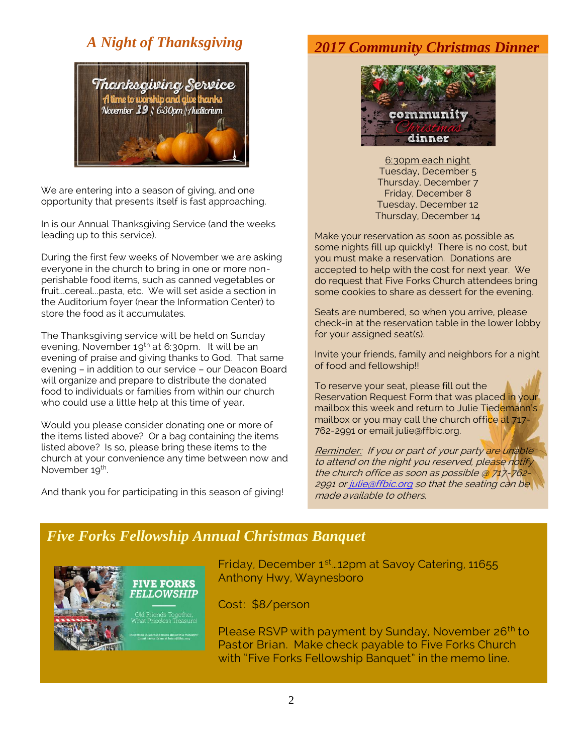## *A Night of Thanksgiving*

We are entering into a season of giving, and one opportunity that presents itself is fast approaching.

In is our Annual Thanksgiving Service (and the weeks leading up to this service).

During the first few weeks of November we are asking everyone in the church to bring in one or more non-perishable food items, such as canned vegetables or fruit…cereal…pasta, etc. We will set aside a section in the Auditorium foyer (near the Information Center) to store the food as it accumulates.

The Thanksgiving service will be held on Sunday evening, November 19th at 6:30pm. It will be an evening of praise and giving thanks to God. That same evening – in addition to our service – our Deacon Board will organize and prepare to distribute the donated food to individuals or families from within our church who could use a little help at this time of year.

Would you please consider donating one or more of the items listed above? Or a bag containing the items listed above? Is so, please bring these items to the church at your convenience any time between now and November 19th.

And thank you for participating in this season of giving!

## *2017 Community Christmas Dinner*

6:30pm each night
Tuesday, December 5
Thursday, December 7
Friday, December 8
Tuesday, December 12
Thursday, December 14

Make your reservation as soon as possible as some nights fill up quickly! There is no cost, but you must make a reservation. Donations are accepted to help with the cost for next year. We do request that Five Forks Church attendees bring some cookies to share as dessert for the evening.

Seats are numbered, so when you arrive, please check-in at the reservation table in the lower lobby for your assigned seat(s).

Invite your friends, family and neighbors for a night of food and fellowship!!

To reserve your seat, please fill out the Reservation Request Form that was placed in your mailbox this week and return to Julie Tiedemann's mailbox or you may call the church office at 717-762-2991 or email julie@ffbic.org.

*Reminder: If you or part of your party are unable to attend on the night you reserved, please notify the church office as soon as possible @ 717-762-2991 or julie@ffbic.org so that the seating can be made available to others.*

## *Five Forks Fellowship Annual Christmas Banquet*

Friday, December 1st…12pm at Savoy Catering, 11655 Anthony Hwy, Waynesboro

Cost: $8/person

Please RSVP with payment by Sunday, November 26th to Pastor Brian. Make check payable to Five Forks Church with "Five Forks Fellowship Banquet" in the memo line.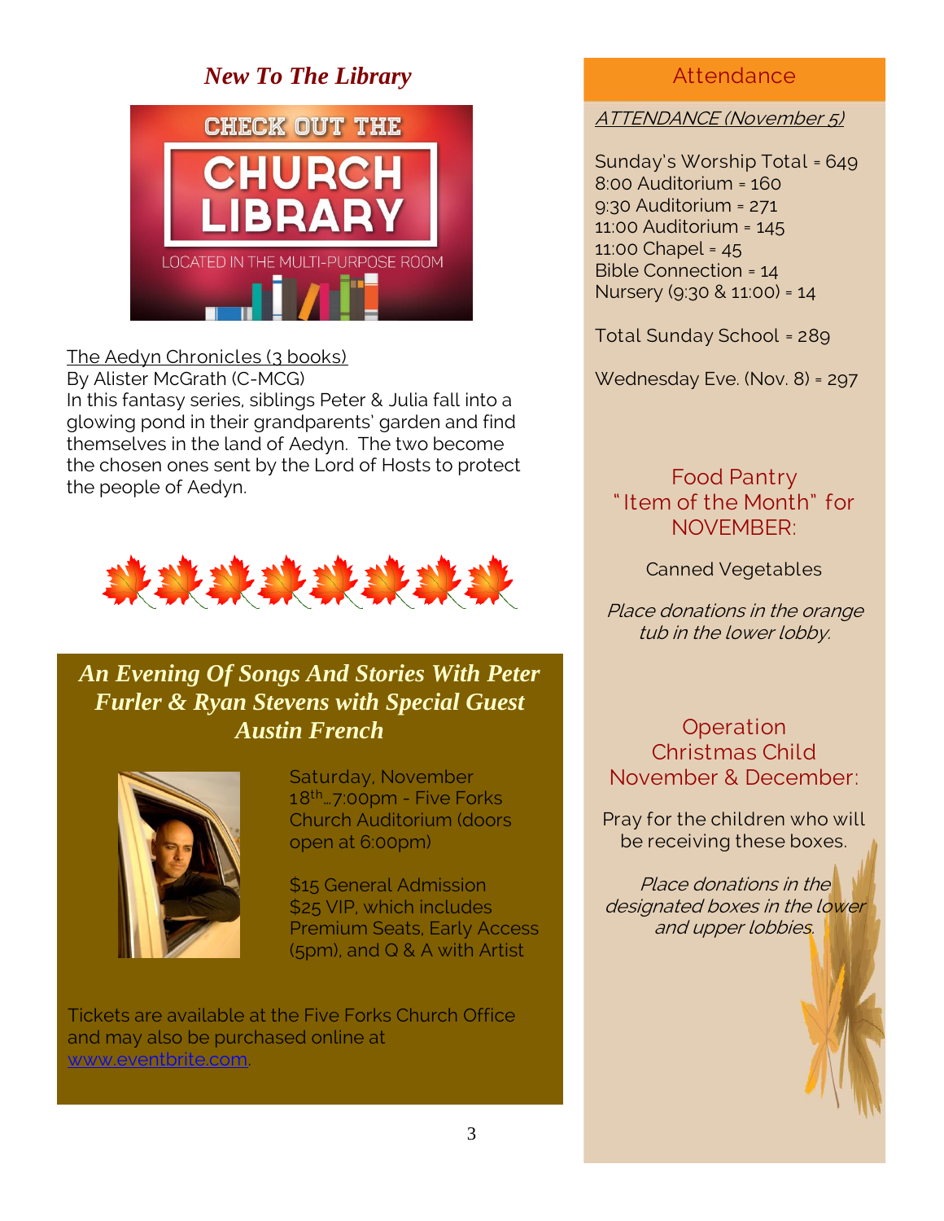## *New To The Library*

CHECK OUT THE CHURCH LIBRARY

LOCATED IN THE MULTI-PURPOSE ROOM

The Aedyn Chronicles (3 books)
By Alister McGrath (C-MCG)
In this fantasy series, siblings Peter & Julia fall into a glowing pond in their grandparents' garden and find themselves in the land of Aedyn. The two become the chosen ones sent by the Lord of Hosts to protect the people of Aedyn.

## *An Evening Of Songs And Stories With Peter Furler & Ryan Stevens with Special Guest Austin French*

Saturday, November 18th…7:00pm - Five Forks Church Auditorium (doors open at 6:00pm)

$15 General Admission
$25 VIP, which includes Premium Seats, Early Access (5pm), and Q & A with Artist

Tickets are available at the Five Forks Church Office and may also be purchased online at www.eventbrite.com.

## Attendance

*ATTENDANCE (November 5)*

Sunday's Worship Total = 649
8:00 Auditorium = 160
9:30 Auditorium = 271
11:00 Auditorium = 145
11:00 Chapel = 45
Bible Connection = 14
Nursery (9:30 & 11:00) = 14

Total Sunday School = 289

Wednesday Eve. (Nov. 8) = 297

### Food Pantry "Item of the Month" for NOVEMBER:

Canned Vegetables

*Place donations in the orange tub in the lower lobby.*

### Operation Christmas Child November & December:

Pray for the children who will be receiving these boxes.

*Place donations in the designated boxes in the lower and upper lobbies.*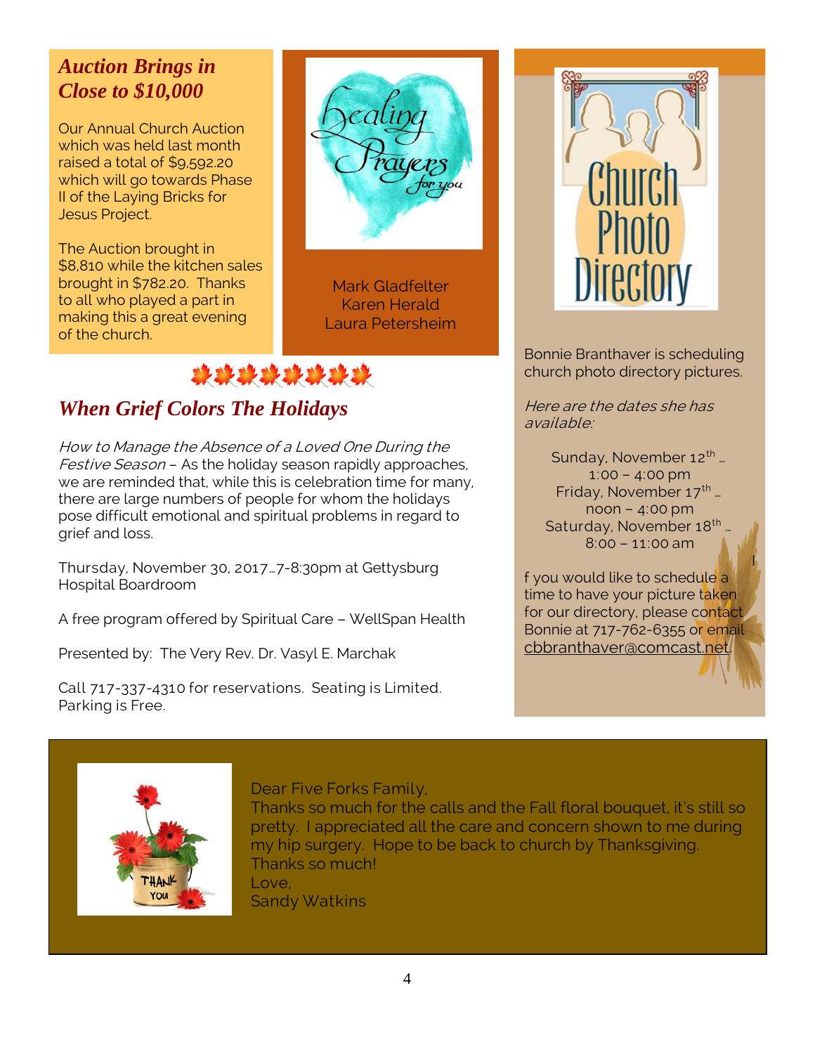## Auction Brings in Close to $10,000

Our Annual Church Auction which was held last month raised a total of $9,592.20 which will go towards Phase II of the Laying Bricks for Jesus Project.

The Auction brought in $8,810 while the kitchen sales brought in $782.20. Thanks to all who played a part in making this a great evening of the church.

Healing Prayers for you

Mark Gladfelter
Karen Herald
Laura Petersheim

Church Photo Directory

Bonnie Branthaver is scheduling church photo directory pictures.

*Here are the dates she has available:*

Sunday, November 12th …
1:00 – 4:00 pm
Friday, November 17th …
noon – 4:00 pm
Saturday, November 18th …
8:00 – 11:00 am

If you would like to schedule a time to have your picture taken for our directory, please contact Bonnie at 717-762-6355 or email cbbranthaver@comcast.net.

## When Grief Colors The Holidays

*How to Manage the Absence of a Loved One During the Festive Season* – As the holiday season rapidly approaches, we are reminded that, while this is celebration time for many, there are large numbers of people for whom the holidays pose difficult emotional and spiritual problems in regard to grief and loss.

Thursday, November 30, 2017…7-8:30pm at Gettysburg Hospital Boardroom

A free program offered by Spiritual Care – WellSpan Health

Presented by: The Very Rev. Dr. Vasyl E. Marchak

Call 717-337-4310 for reservations. Seating is Limited. Parking is Free.

Dear Five Forks Family,
Thanks so much for the calls and the Fall floral bouquet, it's still so pretty. I appreciated all the care and concern shown to me during my hip surgery. Hope to be back to church by Thanksgiving.
Thanks so much!
Love,
Sandy Watkins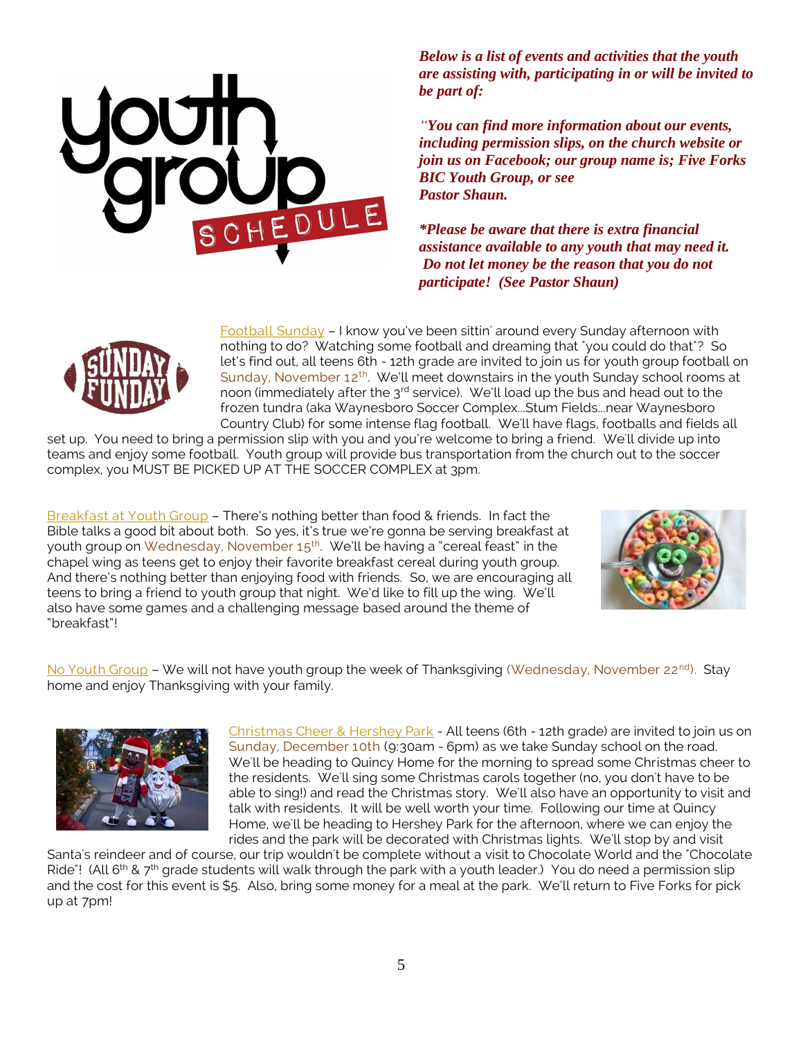# youth group SCHEDULE

***Below is a list of events and activities that the youth are assisting with, participating in or will be invited to be part of:***

***"You can find more information about our events, including permission slips, on the church website or join us on Facebook; our group name is; Five Forks BIC Youth Group, or see Pastor Shaun.***

***\*Please be aware that there is extra financial assistance available to any youth that may need it. Do not let money be the reason that you do not participate! (See Pastor Shaun)***

Football Sunday – I know you've been sittin' around every Sunday afternoon with nothing to do? Watching some football and dreaming that "you could do that"? So let's find out, all teens 6th - 12th grade are invited to join us for youth group football on Sunday, November 12th. We'll meet downstairs in the youth Sunday school rooms at noon (immediately after the 3rd service). We'll load up the bus and head out to the frozen tundra (aka Waynesboro Soccer Complex...Stum Fields...near Waynesboro Country Club) for some intense flag football. We'll have flags, footballs and fields all set up. You need to bring a permission slip with you and you're welcome to bring a friend. We'll divide up into teams and enjoy some football. Youth group will provide bus transportation from the church out to the soccer complex, you MUST BE PICKED UP AT THE SOCCER COMPLEX at 3pm.

Breakfast at Youth Group – There's nothing better than food & friends. In fact the Bible talks a good bit about both. So yes, it's true we're gonna be serving breakfast at youth group on Wednesday, November 15th. We'll be having a "cereal feast" in the chapel wing as teens get to enjoy their favorite breakfast cereal during youth group. And there's nothing better than enjoying food with friends. So, we are encouraging all teens to bring a friend to youth group that night. We'd like to fill up the wing. We'll also have some games and a challenging message based around the theme of "breakfast"!

No Youth Group – We will not have youth group the week of Thanksgiving (Wednesday, November 22nd). Stay home and enjoy Thanksgiving with your family.

Christmas Cheer & Hershey Park - All teens (6th - 12th grade) are invited to join us on Sunday, December 10th (9:30am - 6pm) as we take Sunday school on the road. We'll be heading to Quincy Home for the morning to spread some Christmas cheer to the residents. We'll sing some Christmas carols together (no, you don't have to be able to sing!) and read the Christmas story. We'll also have an opportunity to visit and talk with residents. It will be well worth your time. Following our time at Quincy Home, we'll be heading to Hershey Park for the afternoon, where we can enjoy the rides and the park will be decorated with Christmas lights. We'll stop by and visit Santa's reindeer and of course, our trip wouldn't be complete without a visit to Chocolate World and the "Chocolate Ride"! (All 6th & 7th grade students will walk through the park with a youth leader.) You do need a permission slip and the cost for this event is $5. Also, bring some money for a meal at the park. We'll return to Five Forks for pick up at 7pm!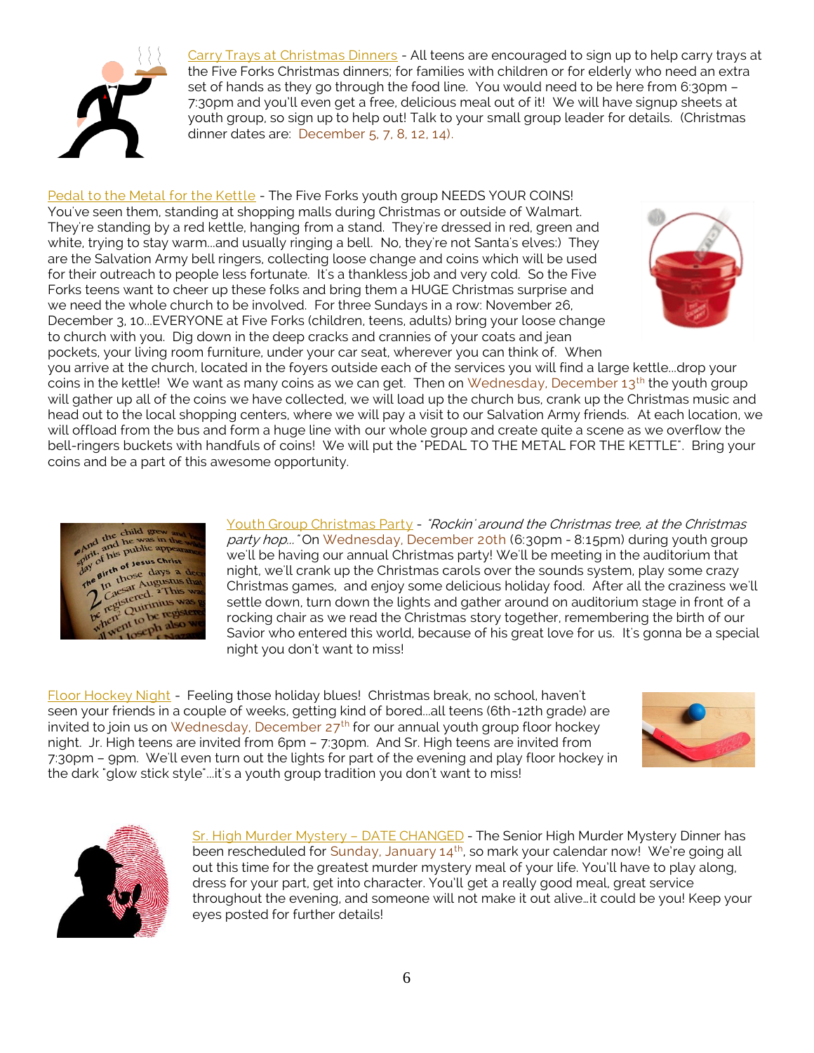Carry Trays at Christmas Dinners - All teens are encouraged to sign up to help carry trays at the Five Forks Christmas dinners; for families with children or for elderly who need an extra set of hands as they go through the food line. You would need to be here from 6:30pm – 7:30pm and you'll even get a free, delicious meal out of it! We will have signup sheets at youth group, so sign up to help out! Talk to your small group leader for details. (Christmas dinner dates are: December 5, 7, 8, 12, 14).

Pedal to the Metal for the Kettle - The Five Forks youth group NEEDS YOUR COINS! You've seen them, standing at shopping malls during Christmas or outside of Walmart. They're standing by a red kettle, hanging from a stand. They're dressed in red, green and white, trying to stay warm…and usually ringing a bell. No, they're not Santa's elves:) They are the Salvation Army bell ringers, collecting loose change and coins which will be used for their outreach to people less fortunate. It's a thankless job and very cold. So the Five Forks teens want to cheer up these folks and bring them a HUGE Christmas surprise and we need the whole church to be involved. For three Sundays in a row: November 26, December 3, 10…EVERYONE at Five Forks (children, teens, adults) bring your loose change to church with you. Dig down in the deep cracks and crannies of your coats and jean pockets, your living room furniture, under your car seat, wherever you can think of. When you arrive at the church, located in the foyers outside each of the services you will find a large kettle…drop your coins in the kettle! We want as many coins as we can get. Then on Wednesday, December 13th the youth group will gather up all of the coins we have collected, we will load up the church bus, crank up the Christmas music and head out to the local shopping centers, where we will pay a visit to our Salvation Army friends. At each location, we will offload from the bus and form a huge line with our whole group and create quite a scene as we overflow the bell-ringers buckets with handfuls of coins! We will put the "PEDAL TO THE METAL FOR THE KETTLE". Bring your coins and be a part of this awesome opportunity.

Youth Group Christmas Party - *"Rockin' around the Christmas tree, at the Christmas party hop…"* On Wednesday, December 20th (6:30pm - 8:15pm) during youth group we'll be having our annual Christmas party! We'll be meeting in the auditorium that night, we'll crank up the Christmas carols over the sounds system, play some crazy Christmas games, and enjoy some delicious holiday food. After all the craziness we'll settle down, turn down the lights and gather around on auditorium stage in front of a rocking chair as we read the Christmas story together, remembering the birth of our Savior who entered this world, because of his great love for us. It's gonna be a special night you don't want to miss!

Floor Hockey Night - Feeling those holiday blues! Christmas break, no school, haven't seen your friends in a couple of weeks, getting kind of bored…all teens (6th-12th grade) are invited to join us on Wednesday, December 27th for our annual youth group floor hockey night. Jr. High teens are invited from 6pm – 7:30pm. And Sr. High teens are invited from 7:30pm – 9pm. We'll even turn out the lights for part of the evening and play floor hockey in the dark "glow stick style"…it's a youth group tradition you don't want to miss!

Sr. High Murder Mystery – DATE CHANGED - The Senior High Murder Mystery Dinner has been rescheduled for Sunday, January 14th, so mark your calendar now! We're going all out this time for the greatest murder mystery meal of your life. You'll have to play along, dress for your part, get into character. You'll get a really good meal, great service throughout the evening, and someone will not make it out alive…it could be you! Keep your eyes posted for further details!